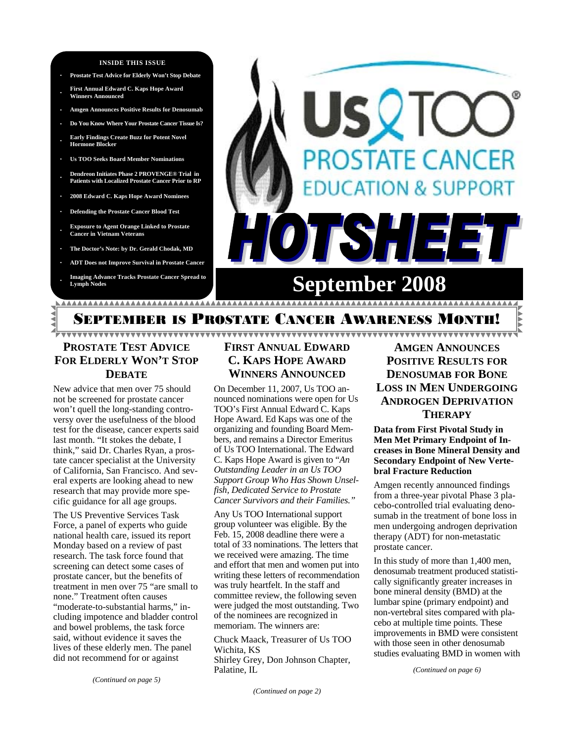**INSIDE THIS ISSUE**

- Prostate Test Advice for Elderly Won't Stop Debate
- First Annual Edward C. Kaps Hope Award Winners Announced
- Amgen Announces Positive Results for Denosumab
- Do You Know Where Your Prostate Cancer Tissue Is?
- Early Findings Create Buzz for Potent Novel Hormone Blocker
- Us TOO Seeks Board Member Nominations
- Dendreon Initiates Phase 2 PROVENGE® Trial in Patients with Localized Prostate Cancer Prior to RP
- 2008 Edward C. Kaps Hope Award Nominees
- Defending the Prostate Cancer Blood Test
- Exposure to Agent Orange Linked to Prostate Cancer in Vietnam Veterans
- The Doctor's Note: by Dr. Gerald Chodak, MD
- ADT Does not Improve Survival in Prostate Cancer
- Imaging Advance Tracks Prostate Cancer Spread to Lymph Nodes

# Us TOO® PROSTATE CANCER EDUCATION & SUPPORT

# HOTSHEET

## September 2008

## SEPTEMBER IS PROSTATE CANCER AWARENESS MONTH!

### PROSTATE TEST ADVICE FOR ELDERLY WON'T STOP DEBATE

New advice that men over 75 should not be screened for prostate cancer won't quell the long-standing controversy over the usefulness of the blood test for the disease, cancer experts said last month. "It stokes the debate, I think," said Dr. Charles Ryan, a prostate cancer specialist at the University of California, San Francisco. And several experts are looking ahead to new research that may provide more specific guidance for all age groups.

The US Preventive Services Task Force, a panel of experts who guide national health care, issued its report Monday based on a review of past research. The task force found that screening can detect some cases of prostate cancer, but the benefits of treatment in men over 75 "are small to none." Treatment often causes "moderate-to-substantial harms," including impotence and bladder control and bowel problems, the task force said, without evidence it saves the lives of these elderly men. The panel did not recommend for or against

*(Continued on page 5)*

### FIRST ANNUAL EDWARD C. KAPS HOPE AWARD WINNERS ANNOUNCED

On December 11, 2007, Us TOO announced nominations were open for Us TOO's First Annual Edward C. Kaps Hope Award. Ed Kaps was one of the organizing and founding Board Members, and remains a Director Emeritus of Us TOO International. The Edward C. Kaps Hope Award is given to "*An Outstanding Leader in an Us TOO Support Group Who Has Shown Unselfish, Dedicated Service to Prostate Cancer Survivors and their Families.*"

Any Us TOO International support group volunteer was eligible. By the Feb. 15, 2008 deadline there were a total of 33 nominations. The letters that we received were amazing. The time and effort that men and women put into writing these letters of recommendation was truly heartfelt. In the staff and committee review, the following seven were judged the most outstanding. Two of the nominees are recognized in memoriam. The winners are:

Chuck Maack, Treasurer of Us TOO Wichita, KS
Shirley Grey, Don Johnson Chapter, Palatine, IL

*(Continued on page 2)*

### AMGEN ANNOUNCES POSITIVE RESULTS FOR DENOSUMAB FOR BONE LOSS IN MEN UNDERGOING ANDROGEN DEPRIVATION THERAPY

**Data from First Pivotal Study in Men Met Primary Endpoint of Increases in Bone Mineral Density and Secondary Endpoint of New Vertebral Fracture Reduction**

Amgen recently announced findings from a three-year pivotal Phase 3 placebo-controlled trial evaluating denosumab in the treatment of bone loss in men undergoing androgen deprivation therapy (ADT) for non-metastatic prostate cancer.

In this study of more than 1,400 men, denosumab treatment produced statistically significantly greater increases in bone mineral density (BMD) at the lumbar spine (primary endpoint) and non-vertebral sites compared with placebo at multiple time points. These improvements in BMD were consistent with those seen in other denosumab studies evaluating BMD in women with

*(Continued on page 6)*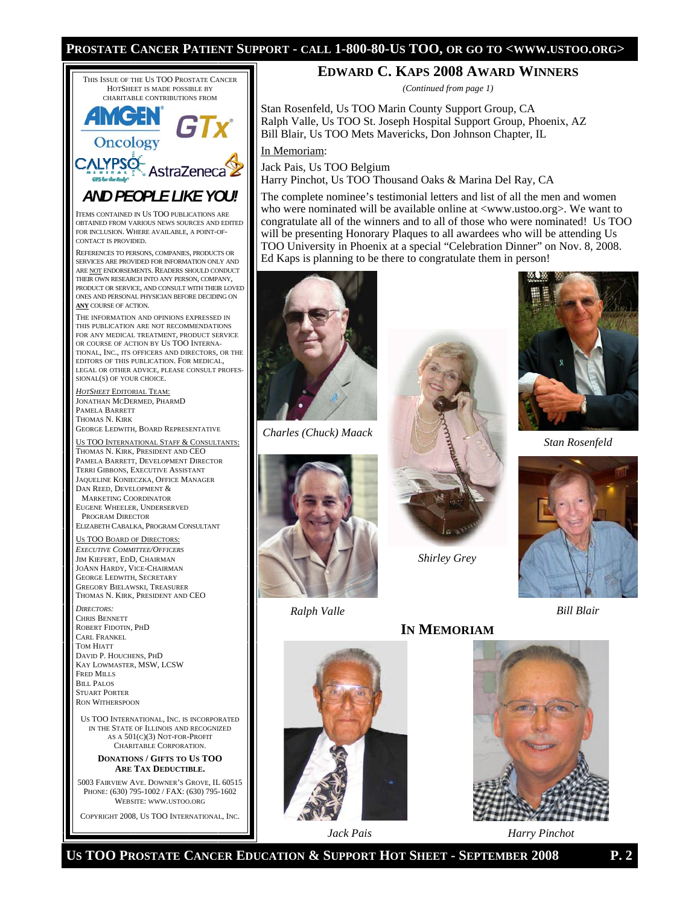## EDWARD C. KAPS 2008 AWARD WINNERS

*(Continued from page 1)*

Stan Rosenfeld, Us TOO Marin County Support Group, CA
Ralph Valle, Us TOO St. Joseph Hospital Support Group, Phoenix, AZ
Bill Blair, Us TOO Mets Mavericks, Don Johnson Chapter, IL

In Memoriam:

Jack Pais, Us TOO Belgium
Harry Pinchot, Us TOO Thousand Oaks & Marina Del Ray, CA

The complete nominee's testimonial letters and list of all the men and women who were nominated will be available online at <www.ustoo.org>. We want to congratulate all of the winners and to all of those who were nominated! Us TOO will be presenting Honorary Plaques to all awardees who will be attending Us TOO University in Phoenix at a special "Celebration Dinner" on Nov. 8, 2008. Ed Kaps is planning to be there to congratulate them in person!

*Charles (Chuck) Maack*

*Shirley Grey*

*Stan Rosenfeld*

*Ralph Valle*

*Bill Blair*

### IN MEMORIAM

*Jack Pais*

*Harry Pinchot*

---

THIS ISSUE OF THE US TOO PROSTATE CANCER HOTSHEET IS MADE POSSIBLE BY CHARITABLE CONTRIBUTIONS FROM

AMGEN Oncology
GTx
CALYPSO MEDICAL
AstraZeneca

**AND PEOPLE LIKE YOU!**

ITEMS CONTAINED IN US TOO PUBLICATIONS ARE OBTAINED FROM VARIOUS NEWS SOURCES AND EDITED FOR INCLUSION. WHERE AVAILABLE, A POINT-OF-CONTACT IS PROVIDED.

REFERENCES TO PERSONS, COMPANIES, PRODUCTS OR SERVICES ARE PROVIDED FOR INFORMATION ONLY AND ARE NOT ENDORSEMENTS. READERS SHOULD CONDUCT THEIR OWN RESEARCH INTO ANY PERSON, COMPANY, PRODUCT OR SERVICE, AND CONSULT WITH THEIR LOVED ONES AND PERSONAL PHYSICIAN BEFORE DECIDING ON **ANY** COURSE OF ACTION.

THE INFORMATION AND OPINIONS EXPRESSED IN THIS PUBLICATION ARE NOT RECOMMENDATIONS FOR ANY MEDICAL TREATMENT, PRODUCT SERVICE OR COURSE OF ACTION BY US TOO INTERNATIONAL, INC., ITS OFFICERS AND DIRECTORS, OR THE EDITORS OF THIS PUBLICATION. FOR MEDICAL, LEGAL OR OTHER ADVICE, PLEASE CONSULT PROFESSIONAL(S) OF YOUR CHOICE.

*HOTSHEET* EDITORIAL TEAM:
JONATHAN MCDERMED, PHARMD
PAMELA BARRETT
THOMAS N. KIRK
GEORGE LEDWITH, BOARD REPRESENTATIVE

US TOO INTERNATIONAL STAFF & CONSULTANTS:
THOMAS N. KIRK, PRESIDENT AND CEO
PAMELA BARRETT, DEVELOPMENT DIRECTOR
TERRI GIBBONS, EXECUTIVE ASSISTANT
JAQUELINE KONIECZKA, OFFICE MANAGER
DAN REED, DEVELOPMENT & MARKETING COORDINATOR
EUGENE WHEELER, UNDERSERVED PROGRAM DIRECTOR
ELIZABETH CABALKA, PROGRAM CONSULTANT

US TOO BOARD OF DIRECTORS:
*EXECUTIVE COMMITTEE/OFFICERS*
JIM KIEFERT, EDD, CHAIRMAN
JOANN HARDY, VICE-CHAIRMAN
GEORGE LEDWITH, SECRETARY
GREGORY BIELAWSKI, TREASURER
THOMAS N. KIRK, PRESIDENT AND CEO

*DIRECTORS:*
CHRIS BENNETT
ROBERT FIDOTIN, PHD
CARL FRANKEL
TOM HIATT
DAVID P. HOUCHENS, PHD
KAY LOWMASTER, MSW, LCSW
FRED MILLS
BILL PALOS
STUART PORTER
RON WITHERSPOON

US TOO INTERNATIONAL, INC. IS INCORPORATED IN THE STATE OF ILLINOIS AND RECOGNIZED AS A 501(C)(3) NOT-FOR-PROFIT CHARITABLE CORPORATION.

**DONATIONS / GIFTS TO US TOO ARE TAX DEDUCTIBLE.**

5003 FAIRVIEW AVE. DOWNER'S GROVE, IL 60515
PHONE: (630) 795-1002 / FAX: (630) 795-1602
WEBSITE: WWW.USTOO.ORG

COPYRIGHT 2008, US TOO INTERNATIONAL, INC.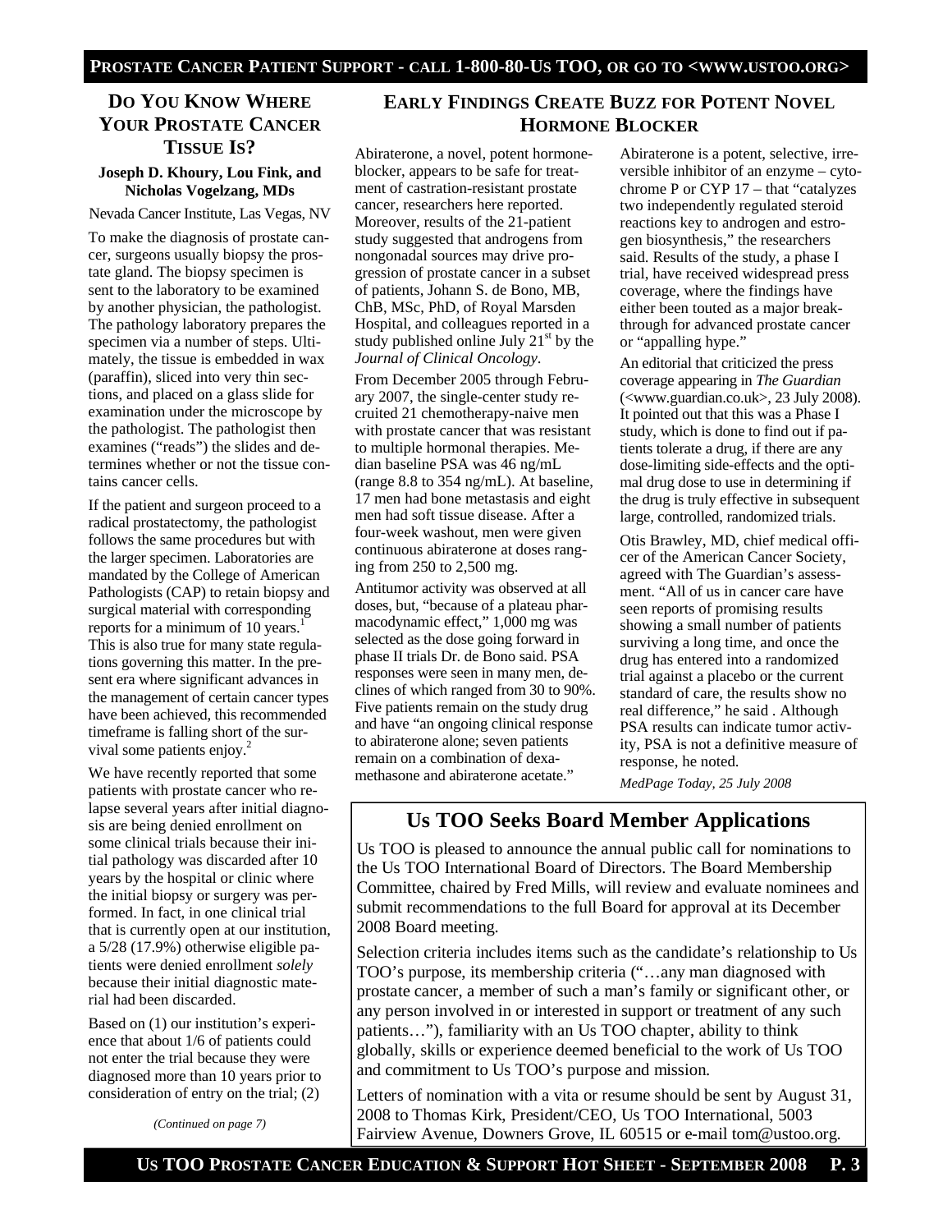## Do You Know Where Your Prostate Cancer Tissue Is?

**Joseph D. Khoury, Lou Fink, and Nicholas Vogelzang, MDs**

Nevada Cancer Institute, Las Vegas, NV

To make the diagnosis of prostate cancer, surgeons usually biopsy the prostate gland. The biopsy specimen is sent to the laboratory to be examined by another physician, the pathologist. The pathology laboratory prepares the specimen via a number of steps. Ultimately, the tissue is embedded in wax (paraffin), sliced into very thin sections, and placed on a glass slide for examination under the microscope by the pathologist. The pathologist then examines ("reads") the slides and determines whether or not the tissue contains cancer cells.

If the patient and surgeon proceed to a radical prostatectomy, the pathologist follows the same procedures but with the larger specimen. Laboratories are mandated by the College of American Pathologists (CAP) to retain biopsy and surgical material with corresponding reports for a minimum of 10 years.[1] This is also true for many state regulations governing this matter. In the present era where significant advances in the management of certain cancer types have been achieved, this recommended timeframe is falling short of the survival some patients enjoy.[2]

We have recently reported that some patients with prostate cancer who relapse several years after initial diagnosis are being denied enrollment on some clinical trials because their initial pathology was discarded after 10 years by the hospital or clinic where the initial biopsy or surgery was performed. In fact, in one clinical trial that is currently open at our institution, a 5/28 (17.9%) otherwise eligible patients were denied enrollment *solely* because their initial diagnostic material had been discarded.

Based on (1) our institution's experience that about 1/6 of patients could not enter the trial because they were diagnosed more than 10 years prior to consideration of entry on the trial; (2)

*(Continued on page 7)*

## Early Findings Create Buzz for Potent Novel Hormone Blocker

Abiraterone, a novel, potent hormone-blocker, appears to be safe for treatment of castration-resistant prostate cancer, researchers here reported. Moreover, results of the 21-patient study suggested that androgens from nongonadal sources may drive progression of prostate cancer in a subset of patients, Johann S. de Bono, MB, ChB, MSc, PhD, of Royal Marsden Hospital, and colleagues reported in a study published online July 21st by the *Journal of Clinical Oncology*.

From December 2005 through February 2007, the single-center study recruited 21 chemotherapy-naive men with prostate cancer that was resistant to multiple hormonal therapies. Median baseline PSA was 46 ng/mL (range 8.8 to 354 ng/mL). At baseline, 17 men had bone metastasis and eight men had soft tissue disease. After a four-week washout, men were given continuous abiraterone at doses ranging from 250 to 2,500 mg.

Antitumor activity was observed at all doses, but, "because of a plateau pharmacodynamic effect," 1,000 mg was selected as the dose going forward in phase II trials Dr. de Bono said. PSA responses were seen in many men, declines of which ranged from 30 to 90%. Five patients remain on the study drug and have "an ongoing clinical response to abiraterone alone; seven patients remain on a combination of dexamethasone and abiraterone acetate."

Abiraterone is a potent, selective, irreversible inhibitor of an enzyme – cytochrome P or CYP 17 – that "catalyzes two independently regulated steroid reactions key to androgen and estrogen biosynthesis," the researchers said. Results of the study, a phase I trial, have received widespread press coverage, where the findings have either been touted as a major breakthrough for advanced prostate cancer or "appalling hype."

An editorial that criticized the press coverage appearing in *The Guardian* (<www.guardian.co.uk>, 23 July 2008). It pointed out that this was a Phase I study, which is done to find out if patients tolerate a drug, if there are any dose-limiting side-effects and the optimal drug dose to use in determining if the drug is truly effective in subsequent large, controlled, randomized trials.

Otis Brawley, MD, chief medical officer of the American Cancer Society, agreed with The Guardian's assessment. "All of us in cancer care have seen reports of promising results showing a small number of patients surviving a long time, and once the drug has entered into a randomized trial against a placebo or the current standard of care, the results show no real difference," he said . Although PSA results can indicate tumor activity, PSA is not a definitive measure of response, he noted.

*MedPage Today, 25 July 2008*

## Us TOO Seeks Board Member Applications

Us TOO is pleased to announce the annual public call for nominations to the Us TOO International Board of Directors. The Board Membership Committee, chaired by Fred Mills, will review and evaluate nominees and submit recommendations to the full Board for approval at its December 2008 Board meeting.

Selection criteria includes items such as the candidate's relationship to Us TOO's purpose, its membership criteria ("…any man diagnosed with prostate cancer, a member of such a man's family or significant other, or any person involved in or interested in support or treatment of any such patients…"), familiarity with an Us TOO chapter, ability to think globally, skills or experience deemed beneficial to the work of Us TOO and commitment to Us TOO's purpose and mission.

Letters of nomination with a vita or resume should be sent by August 31, 2008 to Thomas Kirk, President/CEO, Us TOO International, 5003 Fairview Avenue, Downers Grove, IL 60515 or e-mail tom@ustoo.org.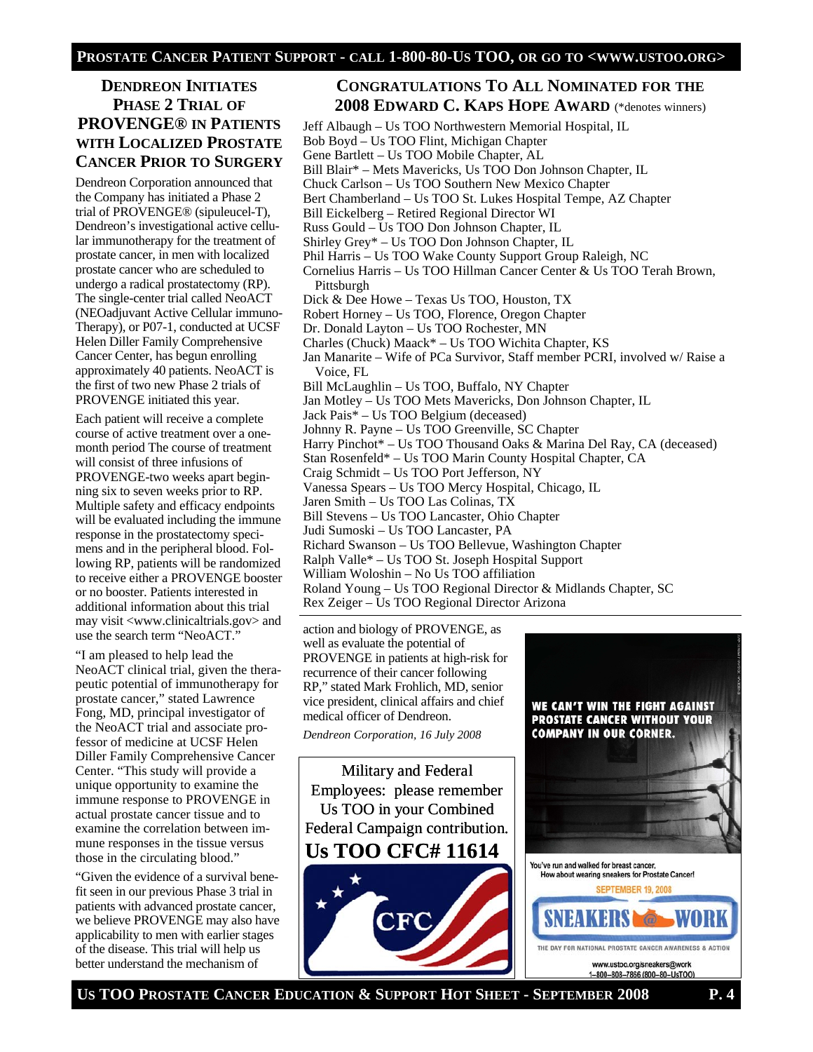## Dendreon Initiates Phase 2 Trial of PROVENGE® in Patients with Localized Prostate Cancer Prior to Surgery

Dendreon Corporation announced that the Company has initiated a Phase 2 trial of PROVENGE® (sipuleucel-T), Dendreon's investigational active cellular immunotherapy for the treatment of prostate cancer, in men with localized prostate cancer who are scheduled to undergo a radical prostatectomy (RP). The single-center trial called NeoACT (NEOadjuvant Active Cellular immuno-Therapy), or P07-1, conducted at UCSF Helen Diller Family Comprehensive Cancer Center, has begun enrolling approximately 40 patients. NeoACT is the first of two new Phase 2 trials of PROVENGE initiated this year.

Each patient will receive a complete course of active treatment over a one-month period The course of treatment will consist of three infusions of PROVENGE-two weeks apart beginning six to seven weeks prior to RP. Multiple safety and efficacy endpoints will be evaluated including the immune response in the prostatectomy specimens and in the peripheral blood. Following RP, patients will be randomized to receive either a PROVENGE booster or no booster. Patients interested in additional information about this trial may visit <www.clinicaltrials.gov> and use the search term "NeoACT."

"I am pleased to help lead the NeoACT clinical trial, given the therapeutic potential of immunotherapy for prostate cancer," stated Lawrence Fong, MD, principal investigator of the NeoACT trial and associate professor of medicine at UCSF Helen Diller Family Comprehensive Cancer Center. "This study will provide a unique opportunity to examine the immune response to PROVENGE in actual prostate cancer tissue and to examine the correlation between immune responses in the tissue versus those in the circulating blood."

"Given the evidence of a survival benefit seen in our previous Phase 3 trial in patients with advanced prostate cancer, we believe PROVENGE may also have applicability to men with earlier stages of the disease. This trial will help us better understand the mechanism of action and biology of PROVENGE, as well as evaluate the potential of PROVENGE in patients at high-risk for recurrence of their cancer following RP," stated Mark Frohlich, MD, senior vice president, clinical affairs and chief medical officer of Dendreon.

*Dendreon Corporation, 16 July 2008*

## Congratulations To All Nominated for the 2008 Edward C. Kaps Hope Award (*denotes winners)

Jeff Albaugh – Us TOO Northwestern Memorial Hospital, IL
Bob Boyd – Us TOO Flint, Michigan Chapter
Gene Bartlett – Us TOO Mobile Chapter, AL
Bill Blair* – Mets Mavericks, Us TOO Don Johnson Chapter, IL
Chuck Carlson – Us TOO Southern New Mexico Chapter
Bert Chamberland – Us TOO St. Lukes Hospital Tempe, AZ Chapter
Bill Eickelberg – Retired Regional Director WI
Russ Gould – Us TOO Don Johnson Chapter, IL
Shirley Grey* – Us TOO Don Johnson Chapter, IL
Phil Harris – Us TOO Wake County Support Group Raleigh, NC
Cornelius Harris – Us TOO Hillman Cancer Center & Us TOO Terah Brown, Pittsburgh
Dick & Dee Howe – Texas Us TOO, Houston, TX
Robert Horney – Us TOO, Florence, Oregon Chapter
Dr. Donald Layton – Us TOO Rochester, MN
Charles (Chuck) Maack* – Us TOO Wichita Chapter, KS
Jan Manarite – Wife of PCa Survivor, Staff member PCRI, involved w/ Raise a Voice, FL
Bill McLaughlin – Us TOO, Buffalo, NY Chapter
Jan Motley – Us TOO Mets Mavericks, Don Johnson Chapter, IL
Jack Pais* – Us TOO Belgium (deceased)
Johnny R. Payne – Us TOO Greenville, SC Chapter
Harry Pinchot* – Us TOO Thousand Oaks & Marina Del Ray, CA (deceased)
Stan Rosenfeld* – Us TOO Marin County Hospital Chapter, CA
Craig Schmidt – Us TOO Port Jefferson, NY
Vanessa Spears – Us TOO Mercy Hospital, Chicago, IL
Jaren Smith – Us TOO Las Colinas, TX
Bill Stevens – Us TOO Lancaster, Ohio Chapter
Judi Sumoski – Us TOO Lancaster, PA
Richard Swanson – Us TOO Bellevue, Washington Chapter
Ralph Valle* – Us TOO St. Joseph Hospital Support
William Woloshin – No Us TOO affiliation
Roland Young – Us TOO Regional Director & Midlands Chapter, SC
Rex Zeiger – Us TOO Regional Director Arizona

Military and Federal Employees: please remember Us TOO in your Combined Federal Campaign contribution.

**Us TOO CFC# 11614**

WE CAN'T WIN THE FIGHT AGAINST PROSTATE CANCER WITHOUT YOUR COMPANY IN OUR CORNER.

You've run and walked for breast cancer, How about wearing sneakers for Prostate Cancer!

SEPTEMBER 19, 2008

SNEAKERS @ WORK

THE DAY FOR NATIONAL PROSTATE CANCER AWARENESS & ACTION

www.ustoo.org/sneakers@work
1–800–808–7866 (800–80–UsTOO)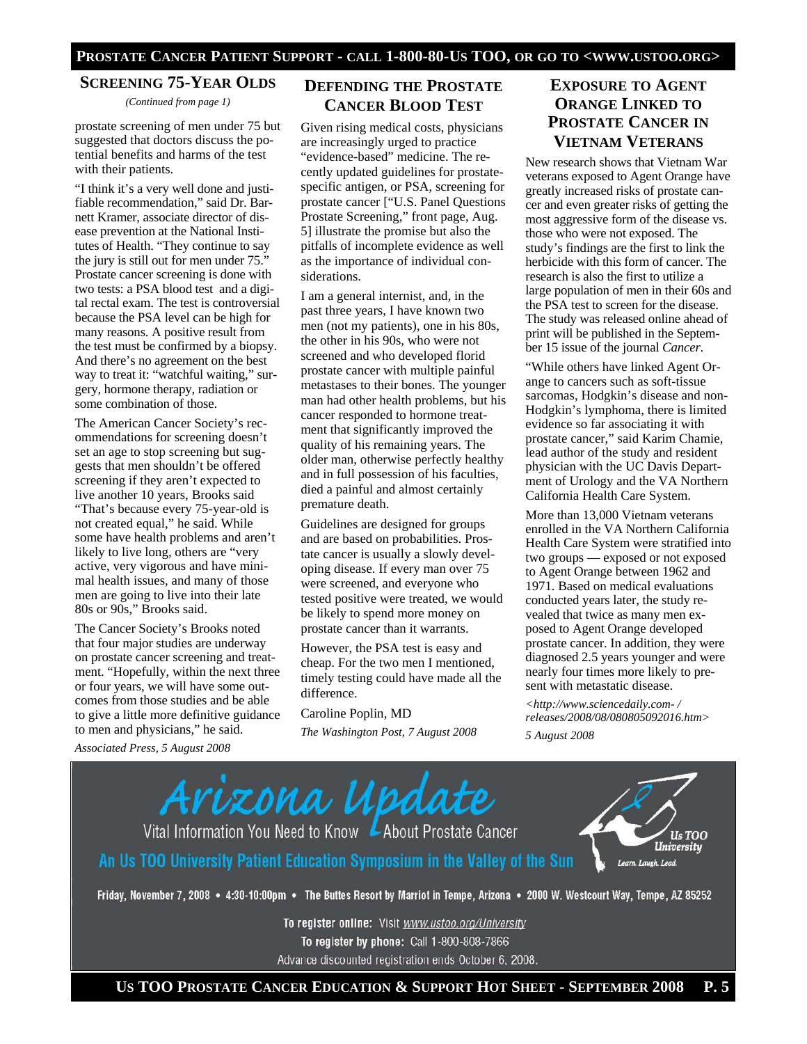## Screening 75-Year Olds

*(Continued from page 1)*

prostate screening of men under 75 but suggested that doctors discuss the potential benefits and harms of the test with their patients.

"I think it's a very well done and justifiable recommendation," said Dr. Barnett Kramer, associate director of disease prevention at the National Institutes of Health. "They continue to say the jury is still out for men under 75." Prostate cancer screening is done with two tests: a PSA blood test and a digital rectal exam. The test is controversial because the PSA level can be high for many reasons. A positive result from the test must be confirmed by a biopsy. And there's no agreement on the best way to treat it: "watchful waiting," surgery, hormone therapy, radiation or some combination of those.

The American Cancer Society's recommendations for screening doesn't set an age to stop screening but suggests that men shouldn't be offered screening if they aren't expected to live another 10 years, Brooks said "That's because every 75-year-old is not created equal," he said. While some have health problems and aren't likely to live long, others are "very active, very vigorous and have minimal health issues, and many of those men are going to live into their late 80s or 90s," Brooks said.

The Cancer Society's Brooks noted that four major studies are underway on prostate cancer screening and treatment. "Hopefully, within the next three or four years, we will have some outcomes from those studies and be able to give a little more definitive guidance to men and physicians," he said.

*Associated Press, 5 August 2008*

## Defending the Prostate Cancer Blood Test

Given rising medical costs, physicians are increasingly urged to practice "evidence-based" medicine. The recently updated guidelines for prostate-specific antigen, or PSA, screening for prostate cancer ["U.S. Panel Questions Prostate Screening," front page, Aug. 5] illustrate the promise but also the pitfalls of incomplete evidence as well as the importance of individual considerations.

I am a general internist, and, in the past three years, I have known two men (not my patients), one in his 80s, the other in his 90s, who were not screened and who developed florid prostate cancer with multiple painful metastases to their bones. The younger man had other health problems, but his cancer responded to hormone treatment that significantly improved the quality of his remaining years. The older man, otherwise perfectly healthy and in full possession of his faculties, died a painful and almost certainly premature death.

Guidelines are designed for groups and are based on probabilities. Prostate cancer is usually a slowly developing disease. If every man over 75 were screened, and everyone who tested positive were treated, we would be likely to spend more money on prostate cancer than it warrants.

However, the PSA test is easy and cheap. For the two men I mentioned, timely testing could have made all the difference.

Caroline Poplin, MD

*The Washington Post, 7 August 2008*

## Exposure to Agent Orange Linked to Prostate Cancer in Vietnam Veterans

New research shows that Vietnam War veterans exposed to Agent Orange have greatly increased risks of prostate cancer and even greater risks of getting the most aggressive form of the disease vs. those who were not exposed. The study's findings are the first to link the herbicide with this form of cancer. The research is also the first to utilize a large population of men in their 60s and the PSA test to screen for the disease. The study was released online ahead of print will be published in the September 15 issue of the journal *Cancer*.

"While others have linked Agent Orange to cancers such as soft-tissue sarcomas, Hodgkin's disease and non-Hodgkin's lymphoma, there is limited evidence so far associating it with prostate cancer," said Karim Chamie, lead author of the study and resident physician with the UC Davis Department of Urology and the VA Northern California Health Care System.

More than 13,000 Vietnam veterans enrolled in the VA Northern California Health Care System were stratified into two groups — exposed or not exposed to Agent Orange between 1962 and 1971. Based on medical evaluations conducted years later, the study revealed that twice as many men exposed to Agent Orange developed prostate cancer. In addition, they were diagnosed 2.5 years younger and were nearly four times more likely to present with metastatic disease.

*<http://www.sciencedaily.com- / releases/2008/08/080805092016.htm>*

*5 August 2008*

---

# Arizona Update

Vital Information You Need to Know About Prostate Cancer

**An Us TOO University Patient Education Symposium in the Valley of the Sun**

Us TOO University — Learn. Laugh. Lead.

Friday, November 7, 2008 • 4:30-10:00pm • The Buttes Resort by Marriot in Tempe, Arizona • 2000 W. Westcourt Way, Tempe, AZ 85252

**To register online:** Visit www.ustoo.org/University

**To register by phone:** Call 1-800-808-7866

Advance discounted registration ends October 6, 2008.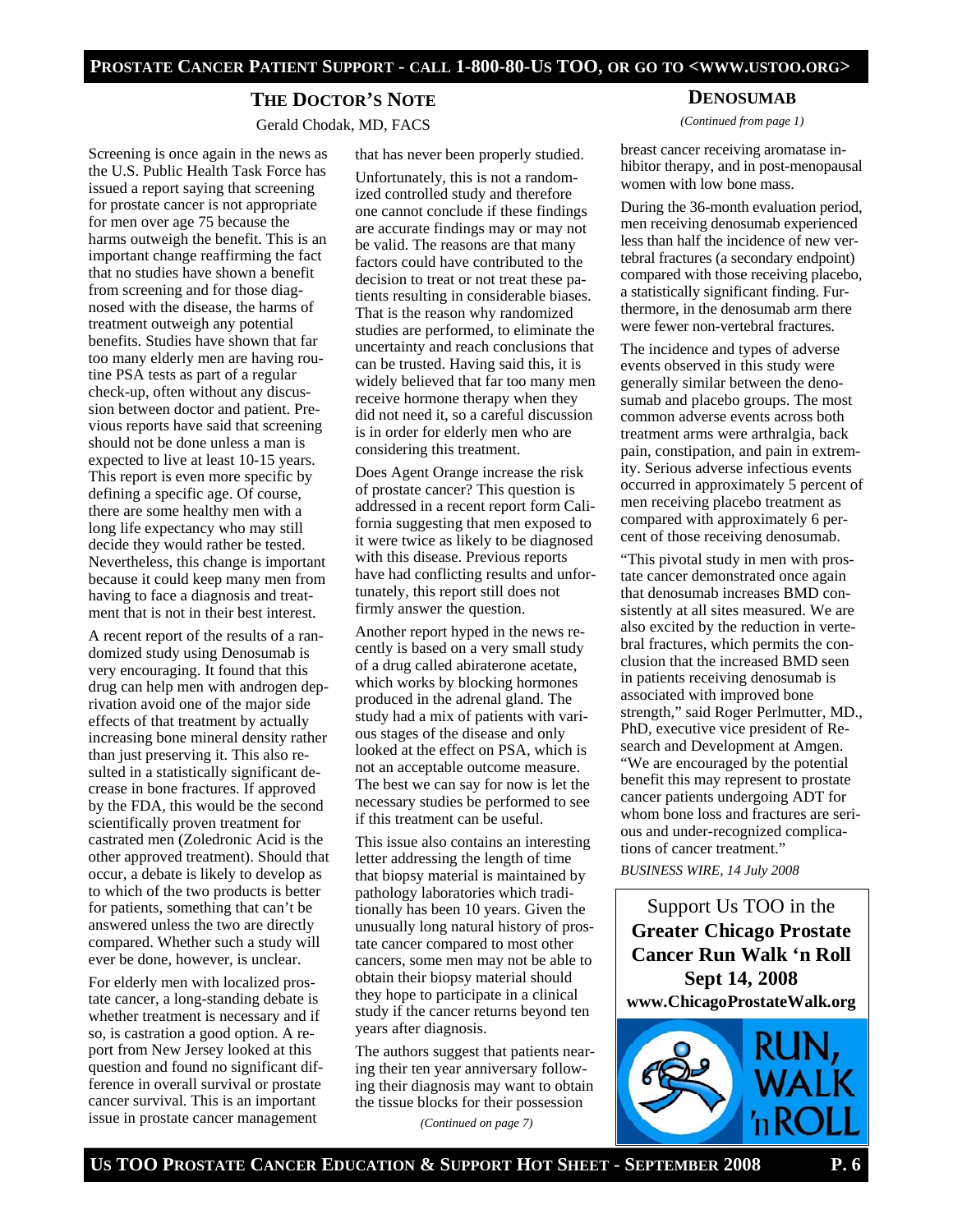## THE DOCTOR'S NOTE

Gerald Chodak, MD, FACS

Screening is once again in the news as the U.S. Public Health Task Force has issued a report saying that screening for prostate cancer is not appropriate for men over age 75 because the harms outweigh the benefit. This is an important change reaffirming the fact that no studies have shown a benefit from screening and for those diagnosed with the disease, the harms of treatment outweigh any potential benefits. Studies have shown that far too many elderly men are having routine PSA tests as part of a regular check-up, often without any discussion between doctor and patient. Previous reports have said that screening should not be done unless a man is expected to live at least 10-15 years. This report is even more specific by defining a specific age. Of course, there are some healthy men with a long life expectancy who may still decide they would rather be tested. Nevertheless, this change is important because it could keep many men from having to face a diagnosis and treatment that is not in their best interest.

A recent report of the results of a randomized study using Denosumab is very encouraging. It found that this drug can help men with androgen deprivation avoid one of the major side effects of that treatment by actually increasing bone mineral density rather than just preserving it. This also resulted in a statistically significant decrease in bone fractures. If approved by the FDA, this would be the second scientifically proven treatment for castrated men (Zoledronic Acid is the other approved treatment). Should that occur, a debate is likely to develop as to which of the two products is better for patients, something that can't be answered unless the two are directly compared. Whether such a study will ever be done, however, is unclear.

For elderly men with localized prostate cancer, a long-standing debate is whether treatment is necessary and if so, is castration a good option. A report from New Jersey looked at this question and found no significant difference in overall survival or prostate cancer survival. This is an important issue in prostate cancer management that has never been properly studied.

Unfortunately, this is not a randomized controlled study and therefore one cannot conclude if these findings are accurate findings may or may not be valid. The reasons are that many factors could have contributed to the decision to treat or not treat these patients resulting in considerable biases. That is the reason why randomized studies are performed, to eliminate the uncertainty and reach conclusions that can be trusted. Having said this, it is widely believed that far too many men receive hormone therapy when they did not need it, so a careful discussion is in order for elderly men who are considering this treatment.

Does Agent Orange increase the risk of prostate cancer? This question is addressed in a recent report form California suggesting that men exposed to it were twice as likely to be diagnosed with this disease. Previous reports have had conflicting results and unfortunately, this report still does not firmly answer the question.

Another report hyped in the news recently is based on a very small study of a drug called abiraterone acetate, which works by blocking hormones produced in the adrenal gland. The study had a mix of patients with various stages of the disease and only looked at the effect on PSA, which is not an acceptable outcome measure. The best we can say for now is let the necessary studies be performed to see if this treatment can be useful.

This issue also contains an interesting letter addressing the length of time that biopsy material is maintained by pathology laboratories which traditionally has been 10 years. Given the unusually long natural history of prostate cancer compared to most other cancers, some men may not be able to obtain their biopsy material should they hope to participate in a clinical study if the cancer returns beyond ten years after diagnosis.

The authors suggest that patients nearing their ten year anniversary following their diagnosis may want to obtain the tissue blocks for their possession

*(Continued on page 7)*

## DENOSUMAB

*(Continued from page 1)*

breast cancer receiving aromatase inhibitor therapy, and in post-menopausal women with low bone mass.

During the 36-month evaluation period, men receiving denosumab experienced less than half the incidence of new vertebral fractures (a secondary endpoint) compared with those receiving placebo, a statistically significant finding. Furthermore, in the denosumab arm there were fewer non-vertebral fractures.

The incidence and types of adverse events observed in this study were generally similar between the denosumab and placebo groups. The most common adverse events across both treatment arms were arthralgia, back pain, constipation, and pain in extremity. Serious adverse infectious events occurred in approximately 5 percent of men receiving placebo treatment as compared with approximately 6 percent of those receiving denosumab.

"This pivotal study in men with prostate cancer demonstrated once again that denosumab increases BMD consistently at all sites measured. We are also excited by the reduction in vertebral fractures, which permits the conclusion that the increased BMD seen in patients receiving denosumab is associated with improved bone strength," said Roger Perlmutter, MD., PhD, executive vice president of Research and Development at Amgen. "We are encouraged by the potential benefit this may represent to prostate cancer patients undergoing ADT for whom bone loss and fractures are serious and under-recognized complications of cancer treatment."

*BUSINESS WIRE, 14 July 2008*

Support Us TOO in the
**Greater Chicago Prostate Cancer Run Walk 'n Roll**
**Sept 14, 2008**
**www.ChicagoProstateWalk.org**

RUN, WALK 'n ROLL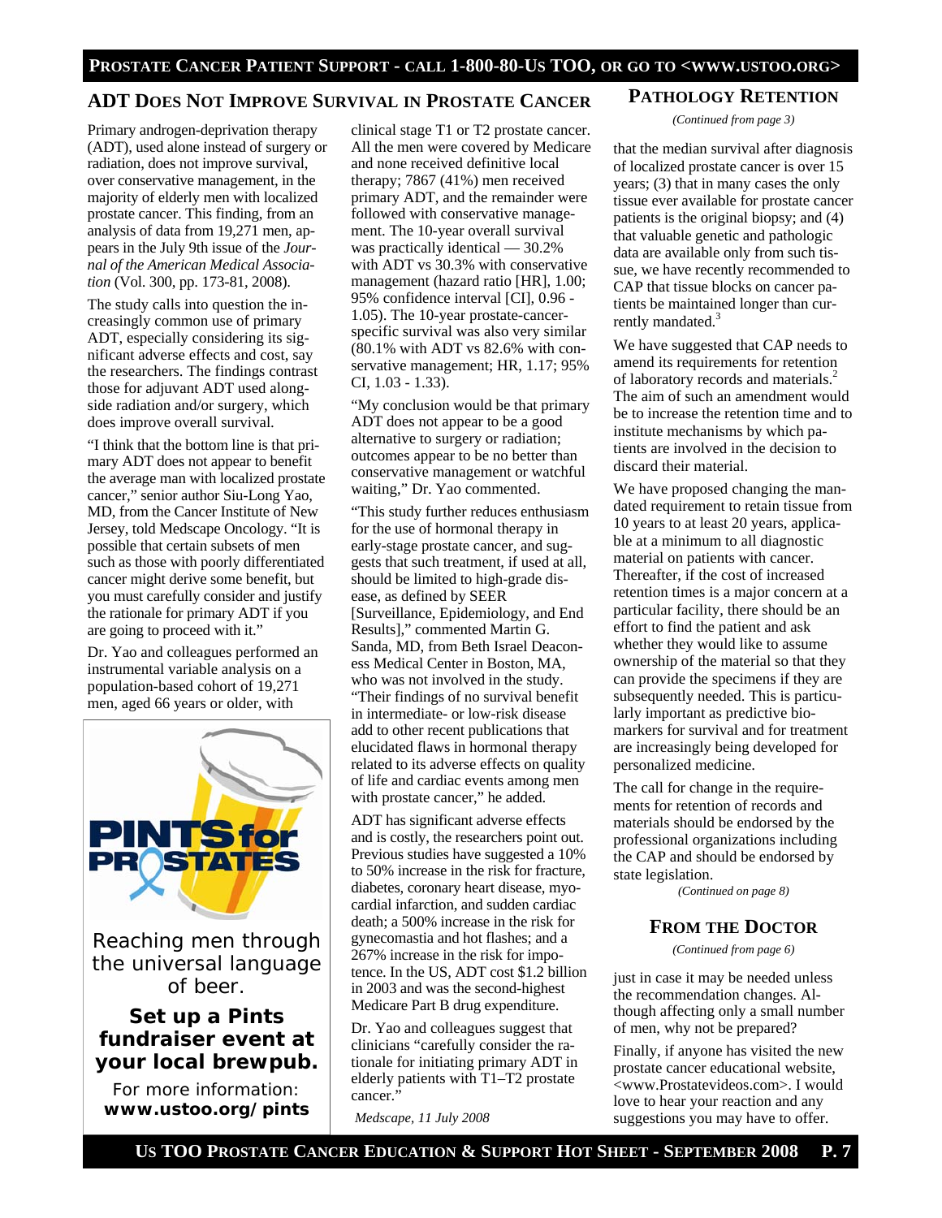## ADT Does Not Improve Survival in Prostate Cancer

Primary androgen-deprivation therapy (ADT), used alone instead of surgery or radiation, does not improve survival, over conservative management, in the majority of elderly men with localized prostate cancer. This finding, from an analysis of data from 19,271 men, appears in the July 9th issue of the *Journal of the American Medical Association* (Vol. 300, pp. 173-81, 2008).

The study calls into question the increasingly common use of primary ADT, especially considering its significant adverse effects and cost, say the researchers. The findings contrast those for adjuvant ADT used alongside radiation and/or surgery, which does improve overall survival.

"I think that the bottom line is that primary ADT does not appear to benefit the average man with localized prostate cancer," senior author Siu-Long Yao, MD, from the Cancer Institute of New Jersey, told Medscape Oncology. "It is possible that certain subsets of men such as those with poorly differentiated cancer might derive some benefit, but you must carefully consider and justify the rationale for primary ADT if you are going to proceed with it."

Dr. Yao and colleagues performed an instrumental variable analysis on a population-based cohort of 19,271 men, aged 66 years or older, with clinical stage T1 or T2 prostate cancer. All the men were covered by Medicare and none received definitive local therapy; 7867 (41%) men received primary ADT, and the remainder were followed with conservative management. The 10-year overall survival was practically identical — 30.2% with ADT vs 30.3% with conservative management (hazard ratio [HR], 1.00; 95% confidence interval [CI], 0.96 - 1.05). The 10-year prostate-cancer-specific survival was also very similar (80.1% with ADT vs 82.6% with conservative management; HR, 1.17; 95% CI, 1.03 - 1.33).

"My conclusion would be that primary ADT does not appear to be a good alternative to surgery or radiation; outcomes appear to be no better than conservative management or watchful waiting," Dr. Yao commented.

"This study further reduces enthusiasm for the use of hormonal therapy in early-stage prostate cancer, and suggests that such treatment, if used at all, should be limited to high-grade disease, as defined by SEER [Surveillance, Epidemiology, and End Results]," commented Martin G. Sanda, MD, from Beth Israel Deaconess Medical Center in Boston, MA, who was not involved in the study. "Their findings of no survival benefit in intermediate- or low-risk disease add to other recent publications that elucidated flaws in hormonal therapy related to its adverse effects on quality of life and cardiac events among men with prostate cancer," he added.

ADT has significant adverse effects and is costly, the researchers point out. Previous studies have suggested a 10% to 50% increase in the risk for fracture, diabetes, coronary heart disease, myocardial infarction, and sudden cardiac death; a 500% increase in the risk for gynecomastia and hot flashes; and a 267% increase in the risk for impotence. In the US, ADT cost $1.2 billion in 2003 and was the second-highest Medicare Part B drug expenditure.

Dr. Yao and colleagues suggest that clinicians "carefully consider the rationale for initiating primary ADT in elderly patients with T1–T2 prostate cancer."

*Medscape, 11 July 2008*

**PINTS for PROSTATES**

Reaching men through the universal language of beer.

**Set up a Pints fundraiser event at your local brewpub.**

For more information: **www.ustoo.org/pints**

## Pathology Retention

*(Continued from page 3)*

that the median survival after diagnosis of localized prostate cancer is over 15 years; (3) that in many cases the only tissue ever available for prostate cancer patients is the original biopsy; and (4) that valuable genetic and pathologic data are available only from such tissue, we have recently recommended to CAP that tissue blocks on cancer patients be maintained longer than currently mandated.[3]

We have suggested that CAP needs to amend its requirements for retention of laboratory records and materials.[2] The aim of such an amendment would be to increase the retention time and to institute mechanisms by which patients are involved in the decision to discard their material.

We have proposed changing the mandated requirement to retain tissue from 10 years to at least 20 years, applicable at a minimum to all diagnostic material on patients with cancer. Thereafter, if the cost of increased retention times is a major concern at a particular facility, there should be an effort to find the patient and ask whether they would like to assume ownership of the material so that they can provide the specimens if they are subsequently needed. This is particularly important as predictive biomarkers for survival and for treatment are increasingly being developed for personalized medicine.

The call for change in the requirements for retention of records and materials should be endorsed by the professional organizations including the CAP and should be endorsed by state legislation.

*(Continued on page 8)*

## From the Doctor

*(Continued from page 6)*

just in case it may be needed unless the recommendation changes. Although affecting only a small number of men, why not be prepared?

Finally, if anyone has visited the new prostate cancer educational website, <www.Prostatevideos.com>. I would love to hear your reaction and any suggestions you may have to offer.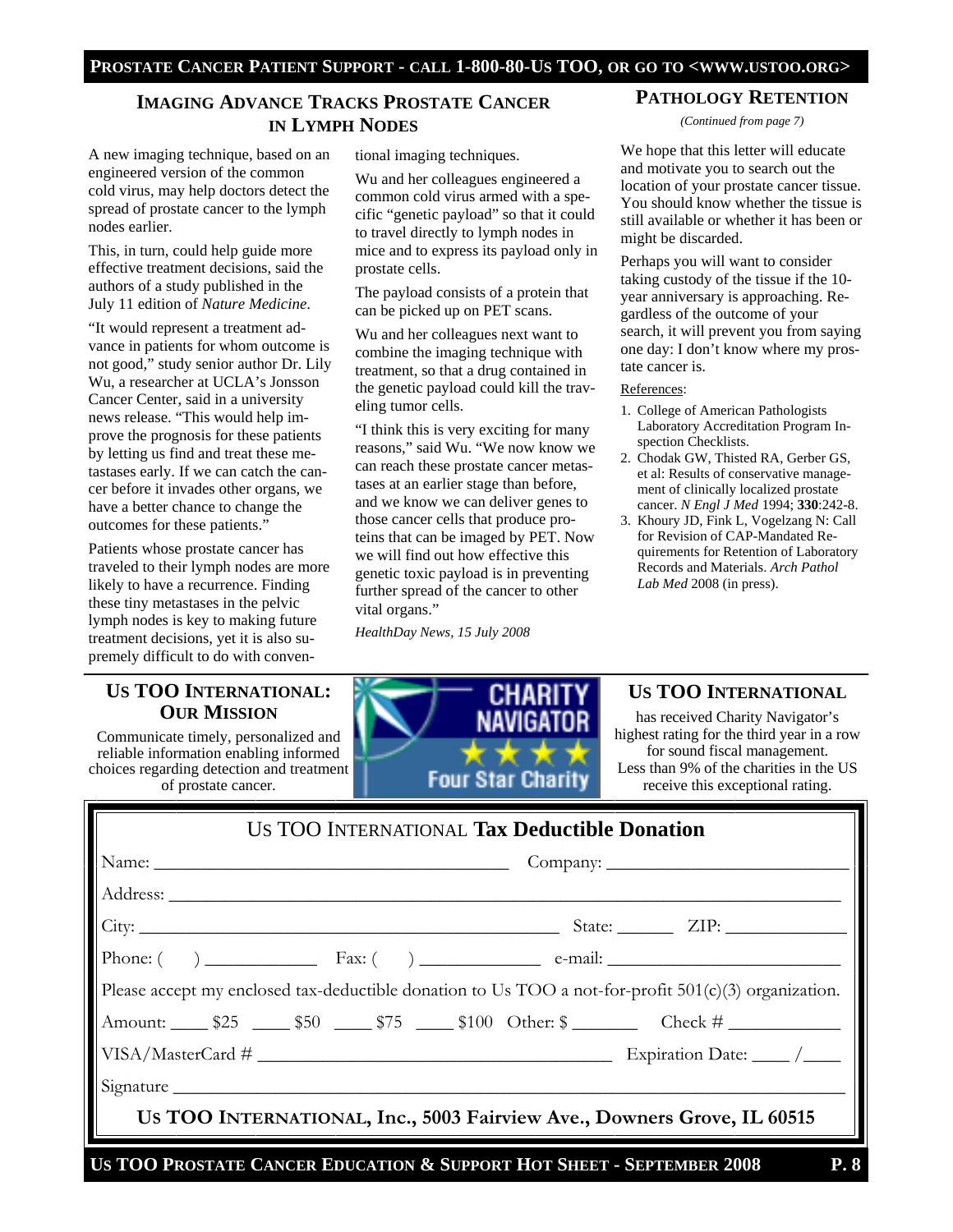## Imaging Advance Tracks Prostate Cancer in Lymph Nodes

A new imaging technique, based on an engineered version of the common cold virus, may help doctors detect the spread of prostate cancer to the lymph nodes earlier.

This, in turn, could help guide more effective treatment decisions, said the authors of a study published in the July 11 edition of *Nature Medicine*.

"It would represent a treatment advance in patients for whom outcome is not good," study senior author Dr. Lily Wu, a researcher at UCLA's Jonsson Cancer Center, said in a university news release. "This would help improve the prognosis for these patients by letting us find and treat these metastases early. If we can catch the cancer before it invades other organs, we have a better chance to change the outcomes for these patients."

Patients whose prostate cancer has traveled to their lymph nodes are more likely to have a recurrence. Finding these tiny metastases in the pelvic lymph nodes is key to making future treatment decisions, yet it is also supremely difficult to do with conventional imaging techniques.

Wu and her colleagues engineered a common cold virus armed with a specific "genetic payload" so that it could to travel directly to lymph nodes in mice and to express its payload only in prostate cells.

The payload consists of a protein that can be picked up on PET scans.

Wu and her colleagues next want to combine the imaging technique with treatment, so that a drug contained in the genetic payload could kill the traveling tumor cells.

"I think this is very exciting for many reasons," said Wu. "We now know we can reach these prostate cancer metastases at an earlier stage than before, and we know we can deliver genes to those cancer cells that produce proteins that can be imaged by PET. Now we will find out how effective this genetic toxic payload is in preventing further spread of the cancer to other vital organs."

*HealthDay News, 15 July 2008*

## Pathology Retention

*(Continued from page 7)*

We hope that this letter will educate and motivate you to search out the location of your prostate cancer tissue. You should know whether the tissue is still available or whether it has been or might be discarded.

Perhaps you will want to consider taking custody of the tissue if the 10-year anniversary is approaching. Regardless of the outcome of your search, it will prevent you from saying one day: I don't know where my prostate cancer is.

References:

1. College of American Pathologists Laboratory Accreditation Program Inspection Checklists.
2. Chodak GW, Thisted RA, Gerber GS, et al: Results of conservative management of clinically localized prostate cancer. *N Engl J Med* 1994; **330**:242-8.
3. Khoury JD, Fink L, Vogelzang N: Call for Revision of CAP-Mandated Requirements for Retention of Laboratory Records and Materials. *Arch Pathol Lab Med* 2008 (in press).

## Us TOO International: Our Mission

Communicate timely, personalized and reliable information enabling informed choices regarding detection and treatment of prostate cancer.

CHARITY NAVIGATOR
Four Star Charity

## Us TOO International

has received Charity Navigator's highest rating for the third year in a row for sound fiscal management. Less than 9% of the charities in the US receive this exceptional rating.

## Us TOO International **Tax Deductible Donation**

Name: ______________________________ Company: ______________________

Address: ____________________________________________________________

City: ______________________________________ State: ______ ZIP: ___________

Phone: ( ) ___________ Fax: ( ) ___________ e-mail: ______________________

Please accept my enclosed tax-deductible donation to Us TOO a not-for-profit 501(c)(3) organization.

Amount: ____ $25 ____ $50 ____ $75 ____ $100 Other: $ _______ Check # ___________

VISA/MasterCard # ____________________________________ Expiration Date: ____ /____

Signature ___________________________________________________________________

**Us TOO International, Inc., 5003 Fairview Ave., Downers Grove, IL 60515**